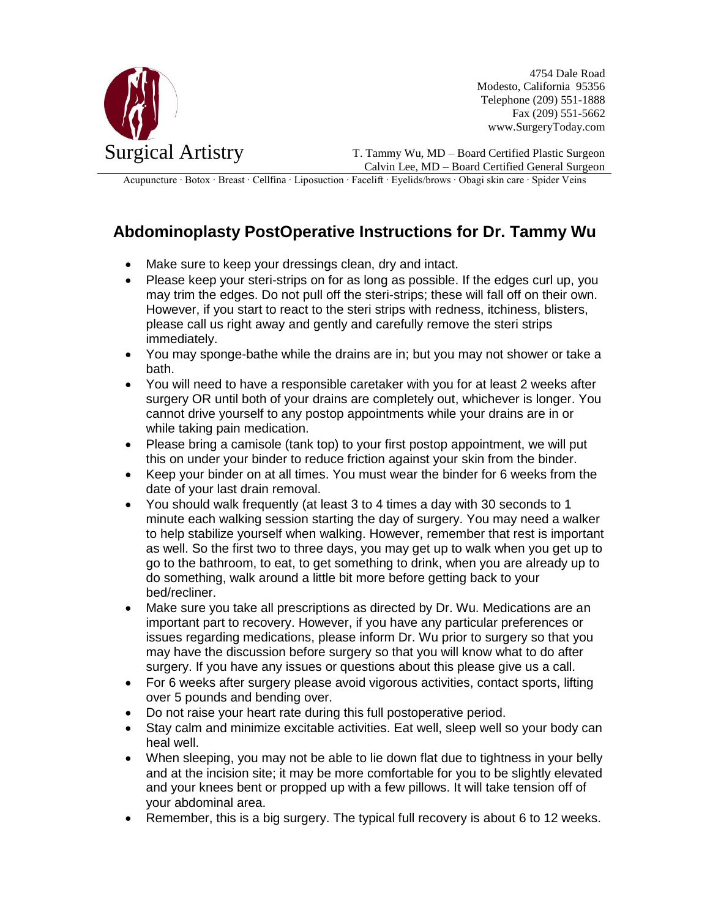4754 Dale Road
Modesto, California 95356
Telephone (209) 551-1888
Fax (209) 551-5662
www.SurgeryToday.com

Surgical Artistry

T. Tammy Wu, MD – Board Certified Plastic Surgeon
Calvin Lee, MD – Board Certified General Surgeon

Acupuncture · Botox · Breast · Cellfina · Liposuction · Facelift · Eyelids/brows · Obagi skin care · Spider Veins

## Abdominoplasty PostOperative Instructions for Dr. Tammy Wu

- Make sure to keep your dressings clean, dry and intact.
- Please keep your steri-strips on for as long as possible. If the edges curl up, you may trim the edges. Do not pull off the steri-strips; these will fall off on their own. However, if you start to react to the steri strips with redness, itchiness, blisters, please call us right away and gently and carefully remove the steri strips immediately.
- You may sponge-bathe while the drains are in; but you may not shower or take a bath.
- You will need to have a responsible caretaker with you for at least 2 weeks after surgery OR until both of your drains are completely out, whichever is longer. You cannot drive yourself to any postop appointments while your drains are in or while taking pain medication.
- Please bring a camisole (tank top) to your first postop appointment, we will put this on under your binder to reduce friction against your skin from the binder.
- Keep your binder on at all times. You must wear the binder for 6 weeks from the date of your last drain removal.
- You should walk frequently (at least 3 to 4 times a day with 30 seconds to 1 minute each walking session starting the day of surgery. You may need a walker to help stabilize yourself when walking. However, remember that rest is important as well. So the first two to three days, you may get up to walk when you get up to go to the bathroom, to eat, to get something to drink, when you are already up to do something, walk around a little bit more before getting back to your bed/recliner.
- Make sure you take all prescriptions as directed by Dr. Wu. Medications are an important part to recovery. However, if you have any particular preferences or issues regarding medications, please inform Dr. Wu prior to surgery so that you may have the discussion before surgery so that you will know what to do after surgery. If you have any issues or questions about this please give us a call.
- For 6 weeks after surgery please avoid vigorous activities, contact sports, lifting over 5 pounds and bending over.
- Do not raise your heart rate during this full postoperative period.
- Stay calm and minimize excitable activities. Eat well, sleep well so your body can heal well.
- When sleeping, you may not be able to lie down flat due to tightness in your belly and at the incision site; it may be more comfortable for you to be slightly elevated and your knees bent or propped up with a few pillows. It will take tension off of your abdominal area.
- Remember, this is a big surgery. The typical full recovery is about 6 to 12 weeks.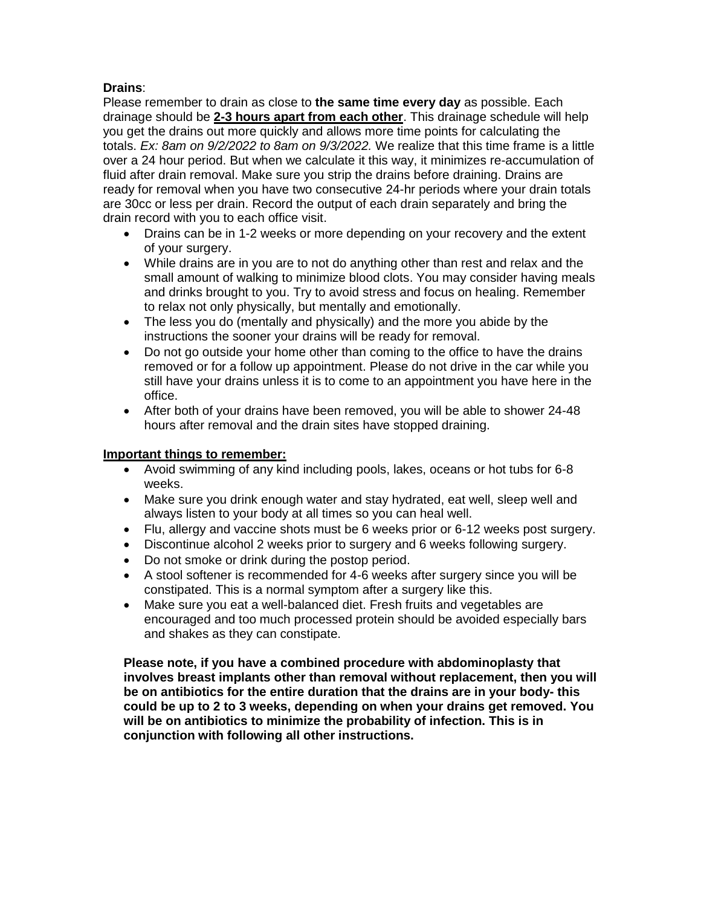**Drains**:

Please remember to drain as close to **the same time every day** as possible. Each drainage should be **2-3 hours apart from each other**. This drainage schedule will help you get the drains out more quickly and allows more time points for calculating the totals. *Ex: 8am on 9/2/2022 to 8am on 9/3/2022.* We realize that this time frame is a little over a 24 hour period. But when we calculate it this way, it minimizes re-accumulation of fluid after drain removal. Make sure you strip the drains before draining. Drains are ready for removal when you have two consecutive 24-hr periods where your drain totals are 30cc or less per drain. Record the output of each drain separately and bring the drain record with you to each office visit.

- Drains can be in 1-2 weeks or more depending on your recovery and the extent of your surgery.
- While drains are in you are to not do anything other than rest and relax and the small amount of walking to minimize blood clots. You may consider having meals and drinks brought to you. Try to avoid stress and focus on healing. Remember to relax not only physically, but mentally and emotionally.
- The less you do (mentally and physically) and the more you abide by the instructions the sooner your drains will be ready for removal.
- Do not go outside your home other than coming to the office to have the drains removed or for a follow up appointment. Please do not drive in the car while you still have your drains unless it is to come to an appointment you have here in the office.
- After both of your drains have been removed, you will be able to shower 24-48 hours after removal and the drain sites have stopped draining.

**Important things to remember:**

- Avoid swimming of any kind including pools, lakes, oceans or hot tubs for 6-8 weeks.
- Make sure you drink enough water and stay hydrated, eat well, sleep well and always listen to your body at all times so you can heal well.
- Flu, allergy and vaccine shots must be 6 weeks prior or 6-12 weeks post surgery.
- Discontinue alcohol 2 weeks prior to surgery and 6 weeks following surgery.
- Do not smoke or drink during the postop period.
- A stool softener is recommended for 4-6 weeks after surgery since you will be constipated. This is a normal symptom after a surgery like this.
- Make sure you eat a well-balanced diet. Fresh fruits and vegetables are encouraged and too much processed protein should be avoided especially bars and shakes as they can constipate.

**Please note, if you have a combined procedure with abdominoplasty that involves breast implants other than removal without replacement, then you will be on antibiotics for the entire duration that the drains are in your body- this could be up to 2 to 3 weeks, depending on when your drains get removed. You will be on antibiotics to minimize the probability of infection. This is in conjunction with following all other instructions.**